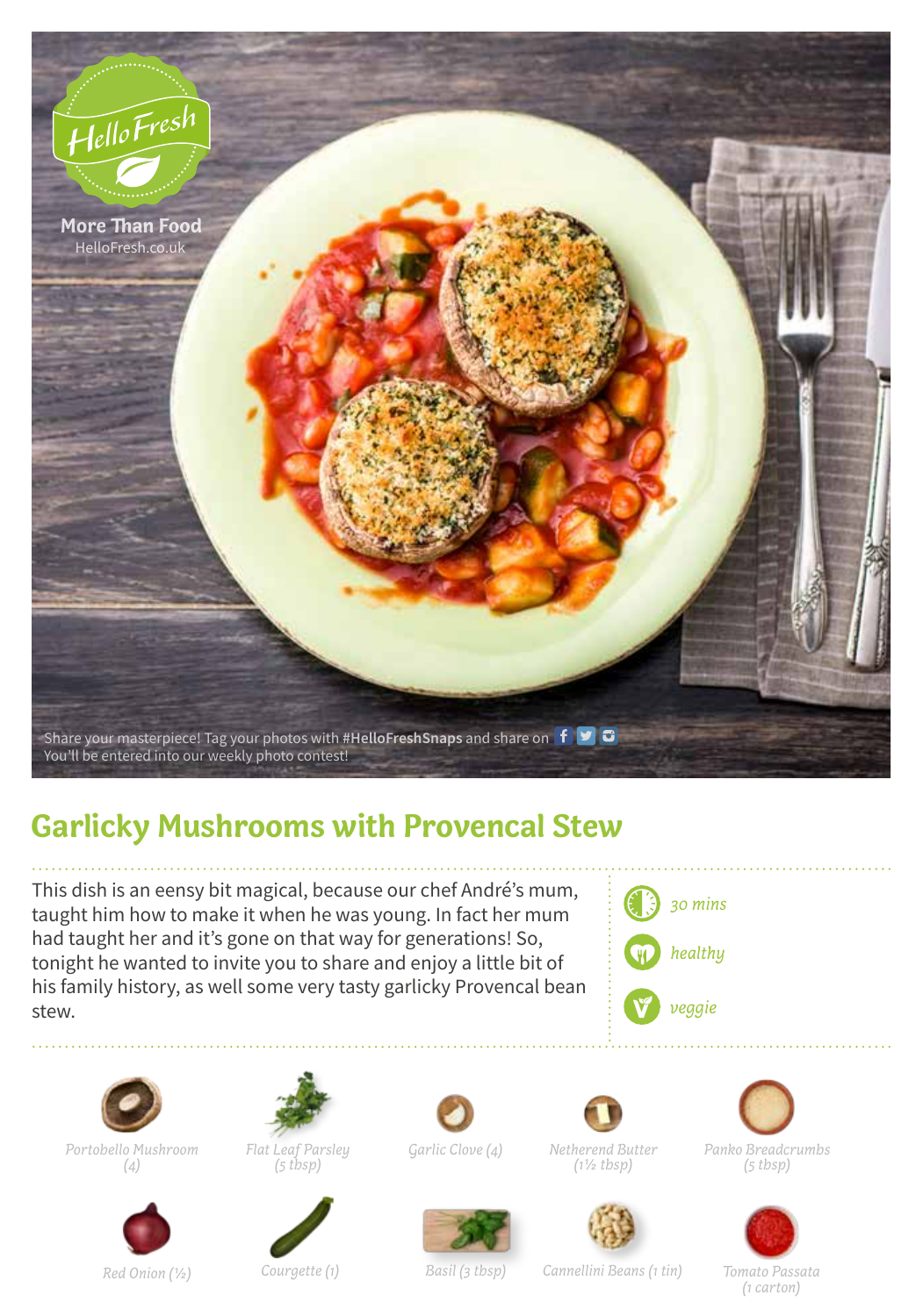HelloFresh

More Than Food
HelloFresh.co.uk

Share your masterpiece! Tag your photos with **#HelloFreshSnaps** and share on
You'll be entered into our weekly photo contest!

# Garlicky Mushrooms with Provencal Stew

This dish is an eensy bit magical, because our chef André's mum, taught him how to make it when he was young. In fact her mum had taught her and it's gone on that way for generations! So, tonight he wanted to invite you to share and enjoy a little bit of his family history, as well some very tasty garlicky Provencal bean stew.

*30 mins*

*healthy*

*veggie*

- *Portobello Mushroom (4)*
- *Flat Leaf Parsley (5 tbsp)*
- *Garlic Clove (4)*
- *Netherend Butter (1½ tbsp)*
- *Panko Breadcrumbs (5 tbsp)*
- *Red Onion (½)*
- *Courgette (1)*
- *Basil (3 tbsp)*
- *Cannellini Beans (1 tin)*
- *Tomato Passata (1 carton)*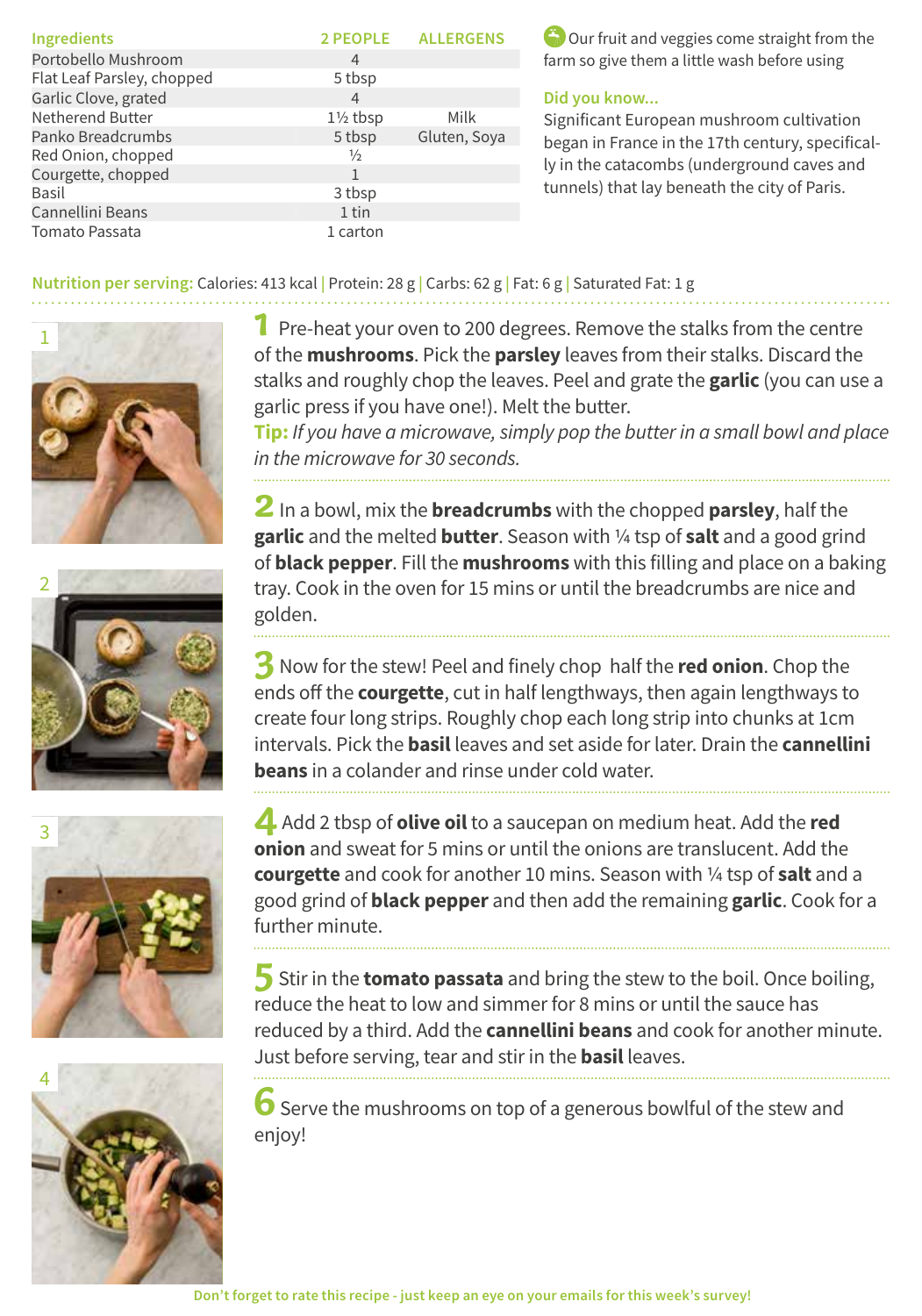| Ingredients | 2 PEOPLE | ALLERGENS |
|---|---|---|
| Portobello Mushroom | 4 | |
| Flat Leaf Parsley, chopped | 5 tbsp | |
| Garlic Clove, grated | 4 | |
| Netherend Butter | 1½ tbsp | Milk |
| Panko Breadcrumbs | 5 tbsp | Gluten, Soya |
| Red Onion, chopped | ½ | |
| Courgette, chopped | 1 | |
| Basil | 3 tbsp | |
| Cannellini Beans | 1 tin | |
| Tomato Passata | 1 carton | |

Our fruit and veggies come straight from the farm so give them a little wash before using

**Did you know...**

Significant European mushroom cultivation began in France in the 17th century, specifically in the catacombs (underground caves and tunnels) that lay beneath the city of Paris.

**Nutrition per serving:** Calories: 413 kcal | Protein: 28 g | Carbs: 62 g | Fat: 6 g | Saturated Fat: 1 g

**1** Pre-heat your oven to 200 degrees. Remove the stalks from the centre of the **mushrooms**. Pick the **parsley** leaves from their stalks. Discard the stalks and roughly chop the leaves. Peel and grate the **garlic** (you can use a garlic press if you have one!). Melt the butter.
**Tip:** *If you have a microwave, simply pop the butter in a small bowl and place in the microwave for 30 seconds.*

**2** In a bowl, mix the **breadcrumbs** with the chopped **parsley**, half the **garlic** and the melted **butter**. Season with ¼ tsp of **salt** and a good grind of **black pepper**. Fill the **mushrooms** with this filling and place on a baking tray. Cook in the oven for 15 mins or until the breadcrumbs are nice and golden.

**3** Now for the stew! Peel and finely chop half the **red onion**. Chop the ends off the **courgette**, cut in half lengthways, then again lengthways to create four long strips. Roughly chop each long strip into chunks at 1cm intervals. Pick the **basil** leaves and set aside for later. Drain the **cannellini beans** in a colander and rinse under cold water.

**4** Add 2 tbsp of **olive oil** to a saucepan on medium heat. Add the **red onion** and sweat for 5 mins or until the onions are translucent. Add the **courgette** and cook for another 10 mins. Season with ¼ tsp of **salt** and a good grind of **black pepper** and then add the remaining **garlic**. Cook for a further minute.

**5** Stir in the **tomato passata** and bring the stew to the boil. Once boiling, reduce the heat to low and simmer for 8 mins or until the sauce has reduced by a third. Add the **cannellini beans** and cook for another minute. Just before serving, tear and stir in the **basil** leaves.

**6** Serve the mushrooms on top of a generous bowlful of the stew and enjoy!

Don't forget to rate this recipe - just keep an eye on your emails for this week's survey!